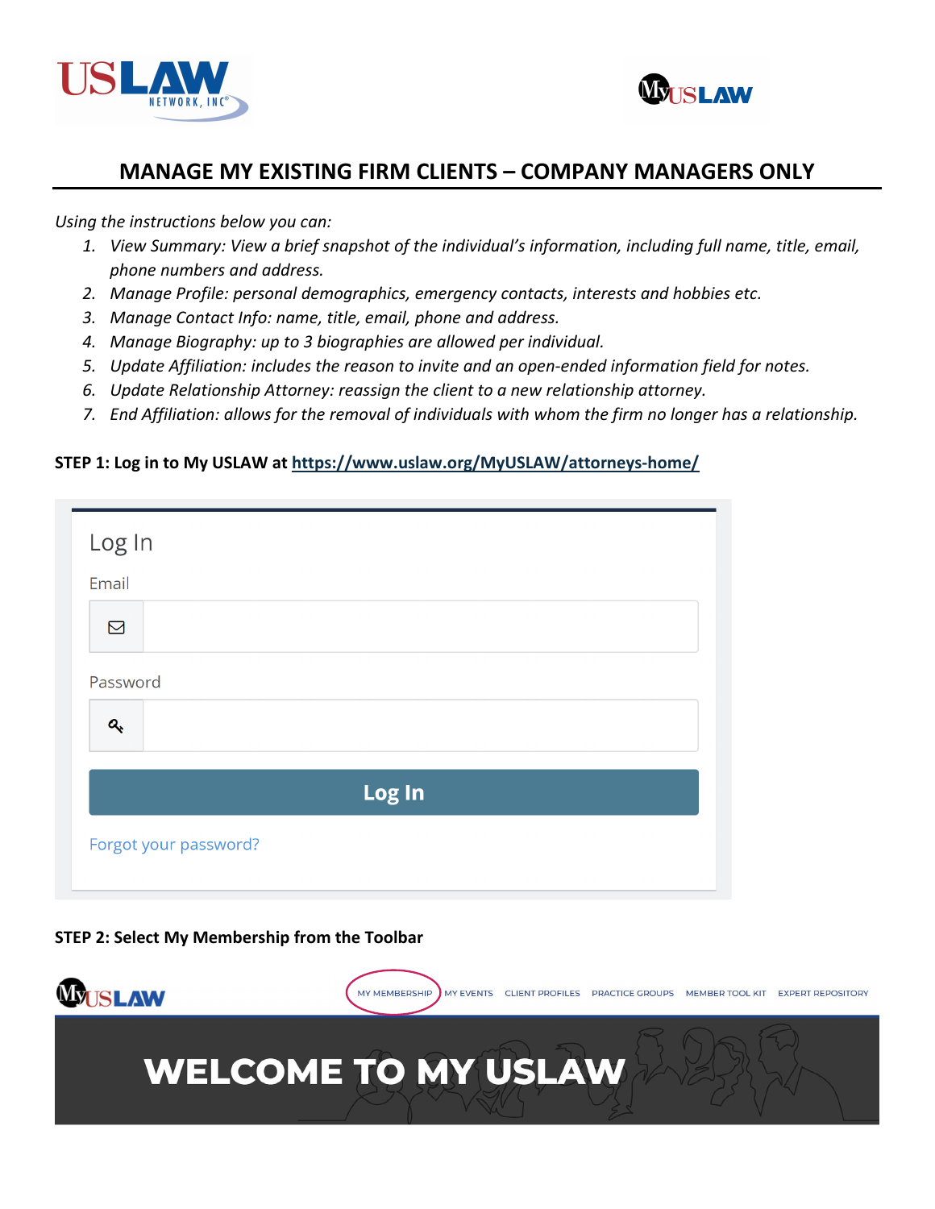# MANAGE MY EXISTING FIRM CLIENTS – COMPANY MANAGERS ONLY

*Using the instructions below you can:*

1. *View Summary: View a brief snapshot of the individual's information, including full name, title, email, phone numbers and address.*
2. *Manage Profile: personal demographics, emergency contacts, interests and hobbies etc.*
3. *Manage Contact Info: name, title, email, phone and address.*
4. *Manage Biography: up to 3 biographies are allowed per individual.*
5. *Update Affiliation: includes the reason to invite and an open-ended information field for notes.*
6. *Update Relationship Attorney: reassign the client to a new relationship attorney.*
7. *End Affiliation: allows for the removal of individuals with whom the firm no longer has a relationship.*

**STEP 1: Log in to My USLAW at https://www.uslaw.org/MyUSLAW/attorneys-home/**

Log In

Email

Password

Log In

Forgot your password?

**STEP 2: Select My Membership from the Toolbar**

MY MEMBERSHIP MY EVENTS CLIENT PROFILES PRACTICE GROUPS MEMBER TOOL KIT EXPERT REPOSITORY

WELCOME TO MY USLAW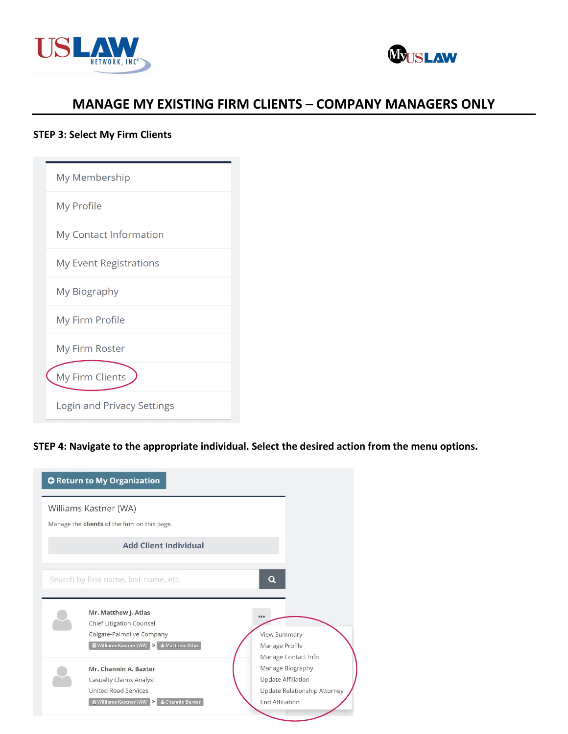# MANAGE MY EXISTING FIRM CLIENTS – COMPANY MANAGERS ONLY

**STEP 3: Select My Firm Clients**

- My Membership
- My Profile
- My Contact Information
- My Event Registrations
- My Biography
- My Firm Profile
- My Firm Roster
- My Firm Clients
- Login and Privacy Settings

**STEP 4: Navigate to the appropriate individual. Select the desired action from the menu options.**

Return to My Organization

Williams Kastner (WA)

Manage the **clients** of the firm on this page.

Add Client Individual

Search by first name, last name, etc.

Mr. Matthew J. Atlas
Chief Litigation Counsel
Colgate-Palmolive Company
Williams Kastner (WA) » Matthew Atlas

Mr. Channin A. Baxter
Casualty Claims Analyst
United Road Services
Williams Kastner (WA) » Channin Baxter

- View Summary
- Manage Profile
- Manage Contact Info
- Manage Biography
- Update Affiliation
- Update Relationship Attorney
- End Affiliation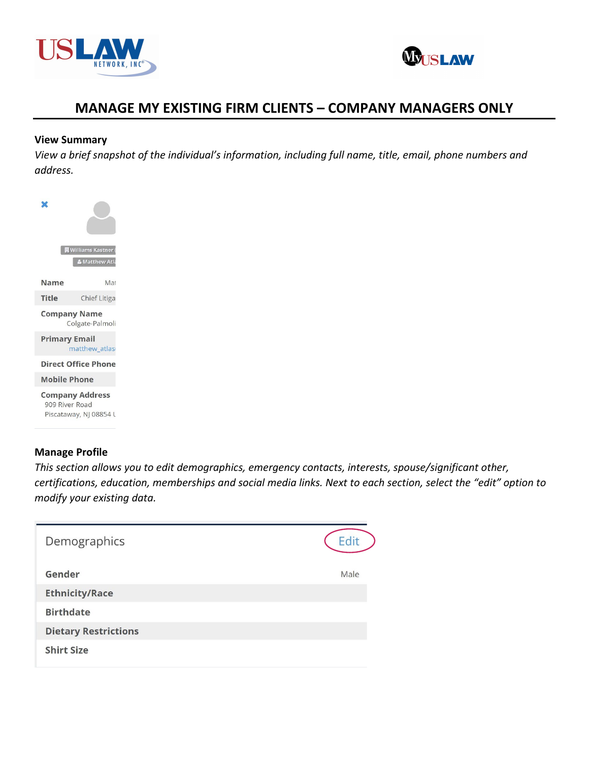# MANAGE MY EXISTING FIRM CLIENTS – COMPANY MANAGERS ONLY

**View Summary**

*View a brief snapshot of the individual's information, including full name, title, email, phone numbers and address.*

**Manage Profile**

*This section allows you to edit demographics, emergency contacts, interests, spouse/significant other, certifications, education, memberships and social media links. Next to each section, select the "edit" option to modify your existing data.*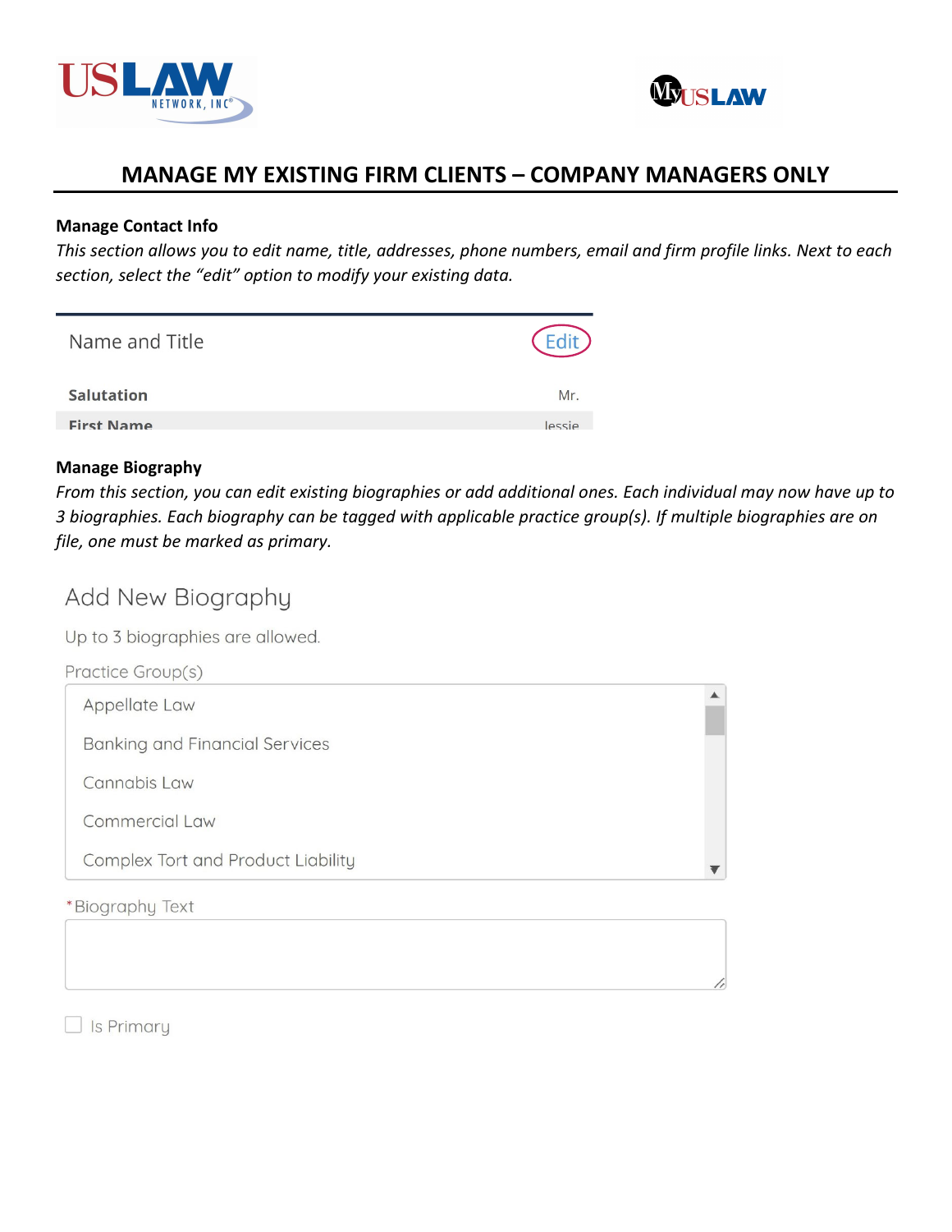# MANAGE MY EXISTING FIRM CLIENTS – COMPANY MANAGERS ONLY

**Manage Contact Info**

*This section allows you to edit name, title, addresses, phone numbers, email and firm profile links. Next to each section, select the "edit" option to modify your existing data.*

Name and Title Edit

| Salutation | Mr. |
|---|---|
| First Name | Jessie |

**Manage Biography**

*From this section, you can edit existing biographies or add additional ones. Each individual may now have up to 3 biographies. Each biography can be tagged with applicable practice group(s). If multiple biographies are on file, one must be marked as primary.*

Add New Biography

Up to 3 biographies are allowed.

Practice Group(s)

- Appellate Law
- Banking and Financial Services
- Cannabis Law
- Commercial Law
- Complex Tort and Product Liability

*Biography Text

☐ Is Primary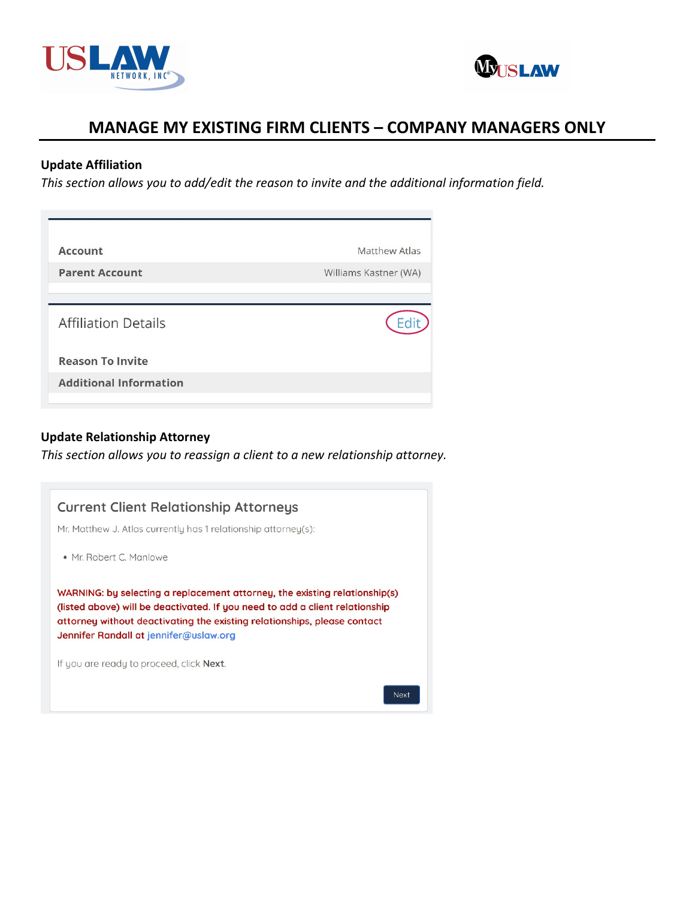# MANAGE MY EXISTING FIRM CLIENTS – COMPANY MANAGERS ONLY

**Update Affiliation**

*This section allows you to add/edit the reason to invite and the additional information field.*

| | |
|---|---|
| **Account** | Matthew Atlas |
| **Parent Account** | Williams Kastner (WA) |

Affiliation Details — Edit

**Reason To Invite**

**Additional Information**

**Update Relationship Attorney**

*This section allows you to reassign a client to a new relationship attorney.*

Current Client Relationship Attorneys

Mr. Matthew J. Atlas currently has 1 relationship attorney(s):

- Mr. Robert C. Manlowe

WARNING: by selecting a replacement attorney, the existing relationship(s) (listed above) will be deactivated. If you need to add a client relationship attorney without deactivating the existing relationships, please contact Jennifer Randall at jennifer@uslaw.org

If you are ready to proceed, click **Next**.

Next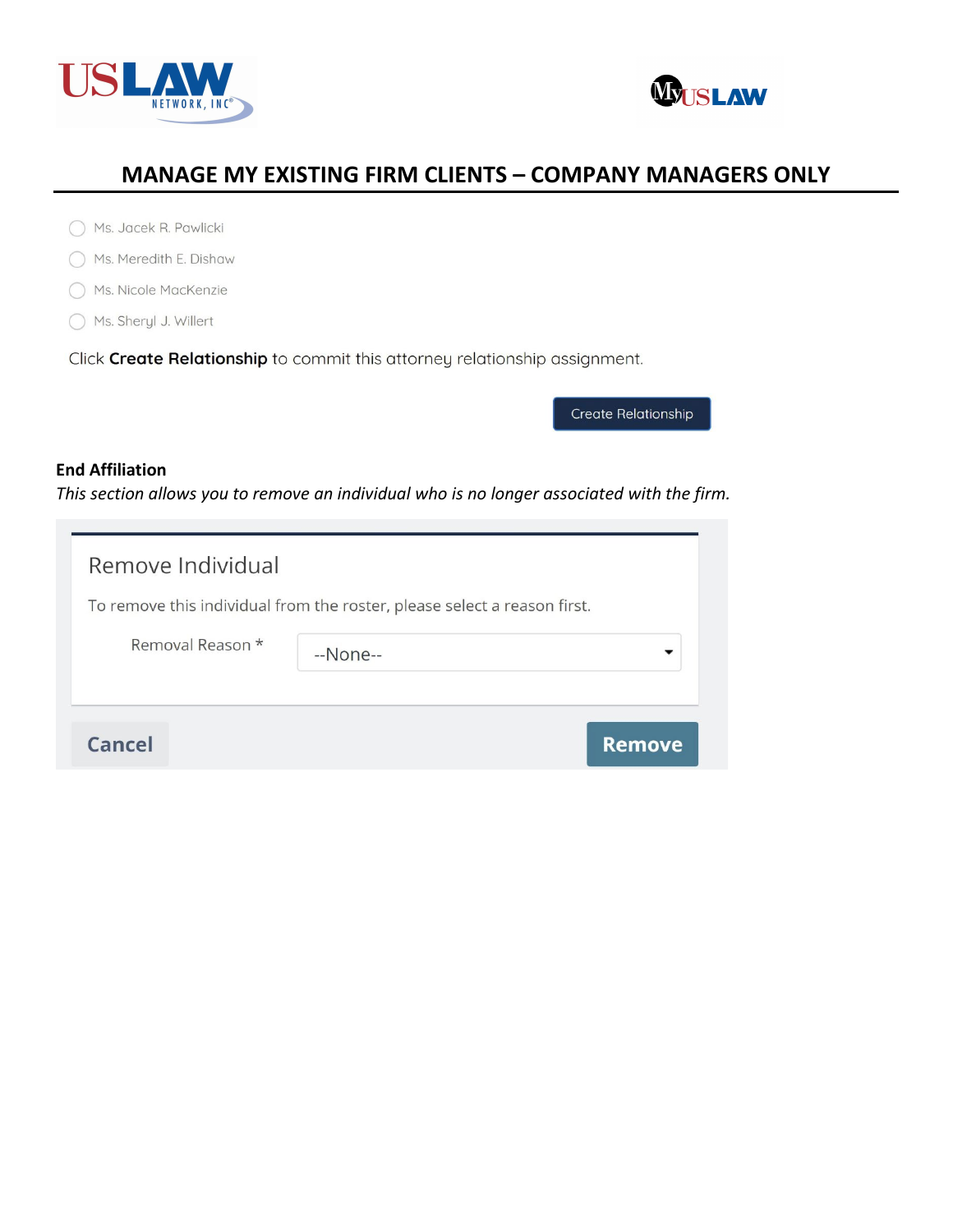# MANAGE MY EXISTING FIRM CLIENTS – COMPANY MANAGERS ONLY

- Ms. Jacek R. Pawlicki
- Ms. Meredith E. Dishaw
- Ms. Nicole MacKenzie
- Ms. Sheryl J. Willert

Click **Create Relationship** to commit this attorney relationship assignment.

Create Relationship

**End Affiliation**

*This section allows you to remove an individual who is no longer associated with the firm.*

Remove Individual

To remove this individual from the roster, please select a reason first.

Removal Reason * --None--

Cancel Remove